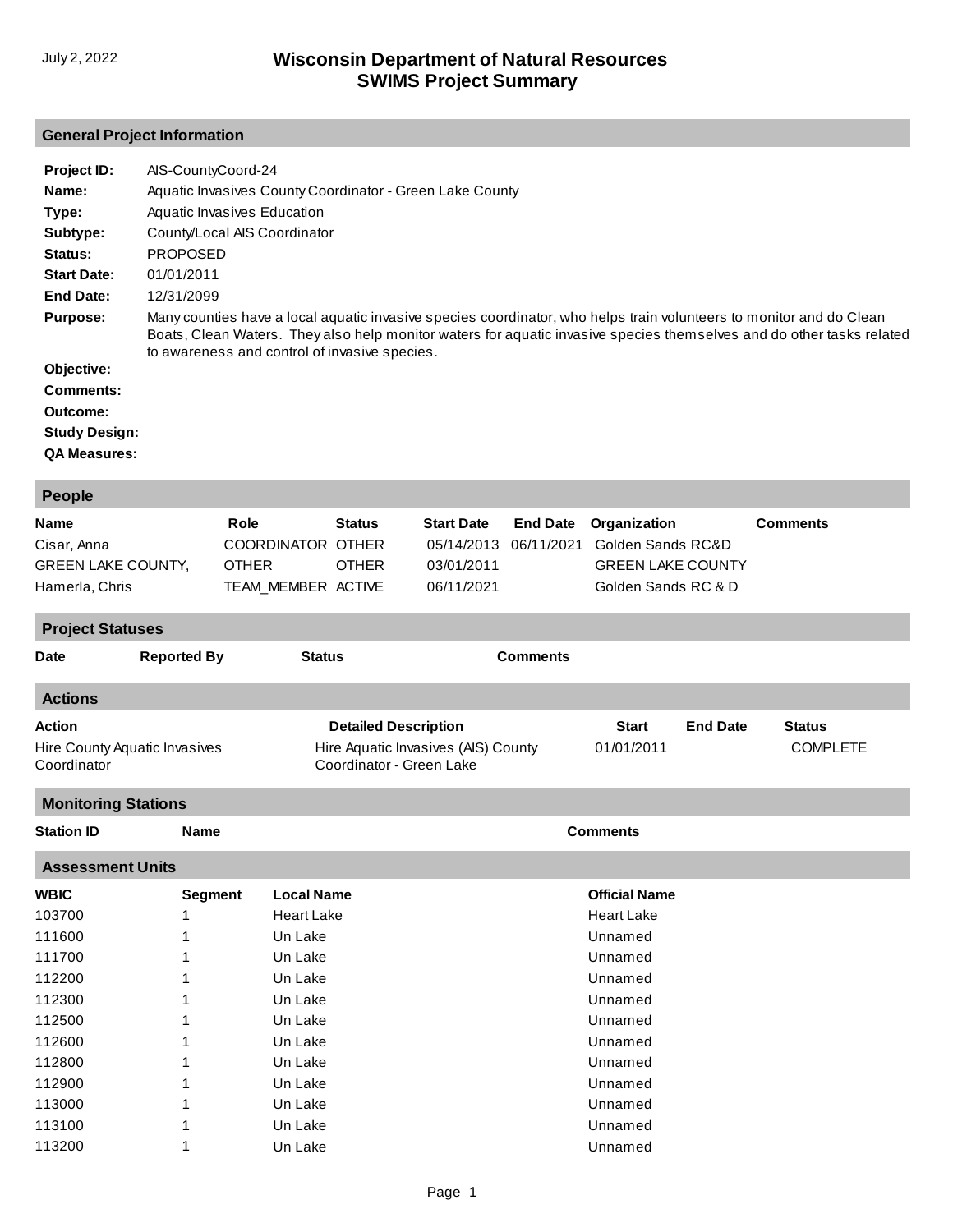July 2, 2022

# Wisconsin Department of Natural Resources
# SWIMS Project Summary

## General Project Information

**Project ID:** AIS-CountyCoord-24
**Name:** Aquatic Invasives County Coordinator - Green Lake County
**Type:** Aquatic Invasives Education
**Subtype:** County/Local AIS Coordinator
**Status:** PROPOSED
**Start Date:** 01/01/2011
**End Date:** 12/31/2099
**Purpose:** Many counties have a local aquatic invasive species coordinator, who helps train volunteers to monitor and do Clean Boats, Clean Waters. They also help monitor waters for aquatic invasive species themselves and do other tasks related to awareness and control of invasive species.
**Objective:**
**Comments:**
**Outcome:**
**Study Design:**
**QA Measures:**

## People

| Name | Role | Status | Start Date | End Date | Organization | Comments |
|---|---|---|---|---|---|---|
| Cisar, Anna | COORDINATOR | OTHER | 05/14/2013 | 06/11/2021 | Golden Sands RC&D | |
| GREEN LAKE COUNTY, | OTHER | OTHER | 03/01/2011 | | GREEN LAKE COUNTY | |
| Hamerla, Chris | TEAM_MEMBER | ACTIVE | 06/11/2021 | | Golden Sands RC & D | |

## Project Statuses

| Date | Reported By | Status | Comments |
|---|---|---|---|

## Actions

| Action | Detailed Description | Start | End Date | Status |
|---|---|---|---|---|
| Hire County Aquatic Invasives Coordinator | Hire Aquatic Invasives (AIS) County Coordinator - Green Lake | 01/01/2011 | | COMPLETE |

## Monitoring Stations

| Station ID | Name | Comments |
|---|---|---|

## Assessment Units

| WBIC | Segment | Local Name | Official Name |
|---|---|---|---|
| 103700 | 1 | Heart Lake | Heart Lake |
| 111600 | 1 | Un Lake | Unnamed |
| 111700 | 1 | Un Lake | Unnamed |
| 112200 | 1 | Un Lake | Unnamed |
| 112300 | 1 | Un Lake | Unnamed |
| 112500 | 1 | Un Lake | Unnamed |
| 112600 | 1 | Un Lake | Unnamed |
| 112800 | 1 | Un Lake | Unnamed |
| 112900 | 1 | Un Lake | Unnamed |
| 113000 | 1 | Un Lake | Unnamed |
| 113100 | 1 | Un Lake | Unnamed |
| 113200 | 1 | Un Lake | Unnamed |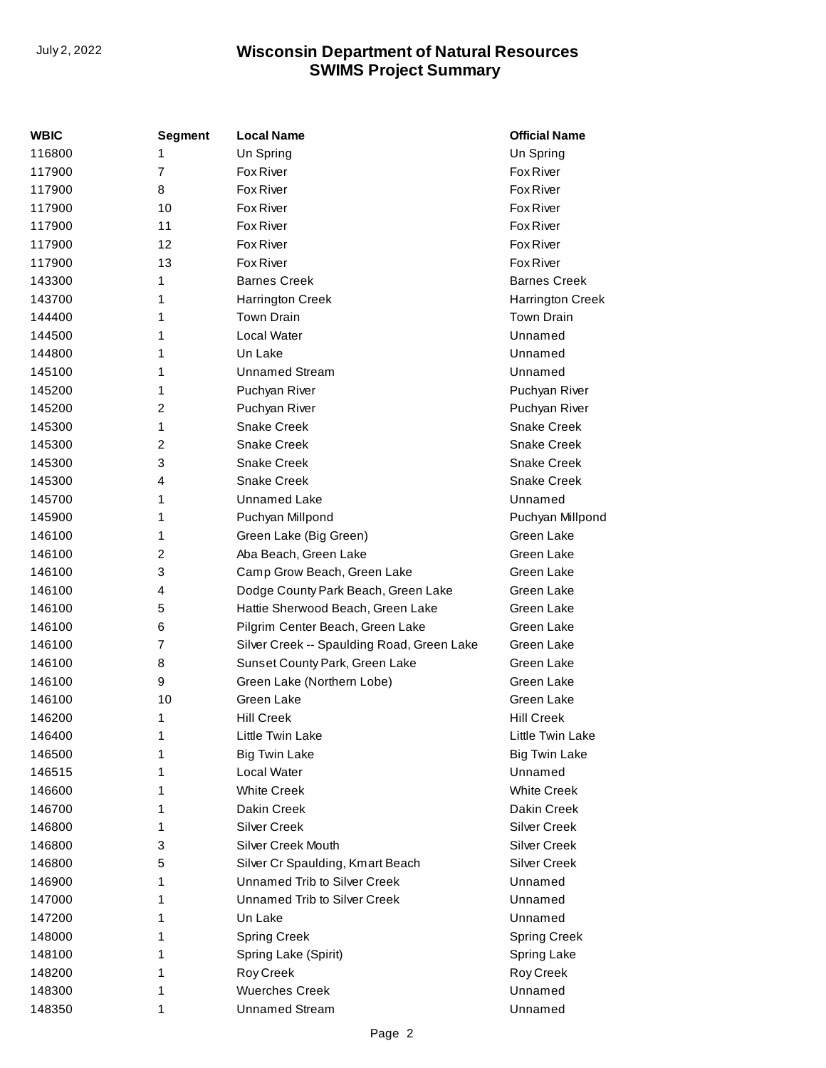| WBIC | Segment | Local Name | Official Name |
|---|---|---|---|
| 116800 | 1 | Un Spring | Un Spring |
| 117900 | 7 | Fox River | Fox River |
| 117900 | 8 | Fox River | Fox River |
| 117900 | 10 | Fox River | Fox River |
| 117900 | 11 | Fox River | Fox River |
| 117900 | 12 | Fox River | Fox River |
| 117900 | 13 | Fox River | Fox River |
| 143300 | 1 | Barnes Creek | Barnes Creek |
| 143700 | 1 | Harrington Creek | Harrington Creek |
| 144400 | 1 | Town Drain | Town Drain |
| 144500 | 1 | Local Water | Unnamed |
| 144800 | 1 | Un Lake | Unnamed |
| 145100 | 1 | Unnamed Stream | Unnamed |
| 145200 | 1 | Puchyan River | Puchyan River |
| 145200 | 2 | Puchyan River | Puchyan River |
| 145300 | 1 | Snake Creek | Snake Creek |
| 145300 | 2 | Snake Creek | Snake Creek |
| 145300 | 3 | Snake Creek | Snake Creek |
| 145300 | 4 | Snake Creek | Snake Creek |
| 145700 | 1 | Unnamed Lake | Unnamed |
| 145900 | 1 | Puchyan Millpond | Puchyan Millpond |
| 146100 | 1 | Green Lake (Big Green) | Green Lake |
| 146100 | 2 | Aba Beach, Green Lake | Green Lake |
| 146100 | 3 | Camp Grow Beach, Green Lake | Green Lake |
| 146100 | 4 | Dodge County Park Beach, Green Lake | Green Lake |
| 146100 | 5 | Hattie Sherwood Beach, Green Lake | Green Lake |
| 146100 | 6 | Pilgrim Center Beach, Green Lake | Green Lake |
| 146100 | 7 | Silver Creek -- Spaulding Road, Green Lake | Green Lake |
| 146100 | 8 | Sunset County Park, Green Lake | Green Lake |
| 146100 | 9 | Green Lake (Northern Lobe) | Green Lake |
| 146100 | 10 | Green Lake | Green Lake |
| 146200 | 1 | Hill Creek | Hill Creek |
| 146400 | 1 | Little Twin Lake | Little Twin Lake |
| 146500 | 1 | Big Twin Lake | Big Twin Lake |
| 146515 | 1 | Local Water | Unnamed |
| 146600 | 1 | White Creek | White Creek |
| 146700 | 1 | Dakin Creek | Dakin Creek |
| 146800 | 1 | Silver Creek | Silver Creek |
| 146800 | 3 | Silver Creek Mouth | Silver Creek |
| 146800 | 5 | Silver Cr Spaulding, Kmart Beach | Silver Creek |
| 146900 | 1 | Unnamed Trib to Silver Creek | Unnamed |
| 147000 | 1 | Unnamed Trib to Silver Creek | Unnamed |
| 147200 | 1 | Un Lake | Unnamed |
| 148000 | 1 | Spring Creek | Spring Creek |
| 148100 | 1 | Spring Lake (Spirit) | Spring Lake |
| 148200 | 1 | Roy Creek | Roy Creek |
| 148300 | 1 | Wuerches Creek | Unnamed |
| 148350 | 1 | Unnamed Stream | Unnamed |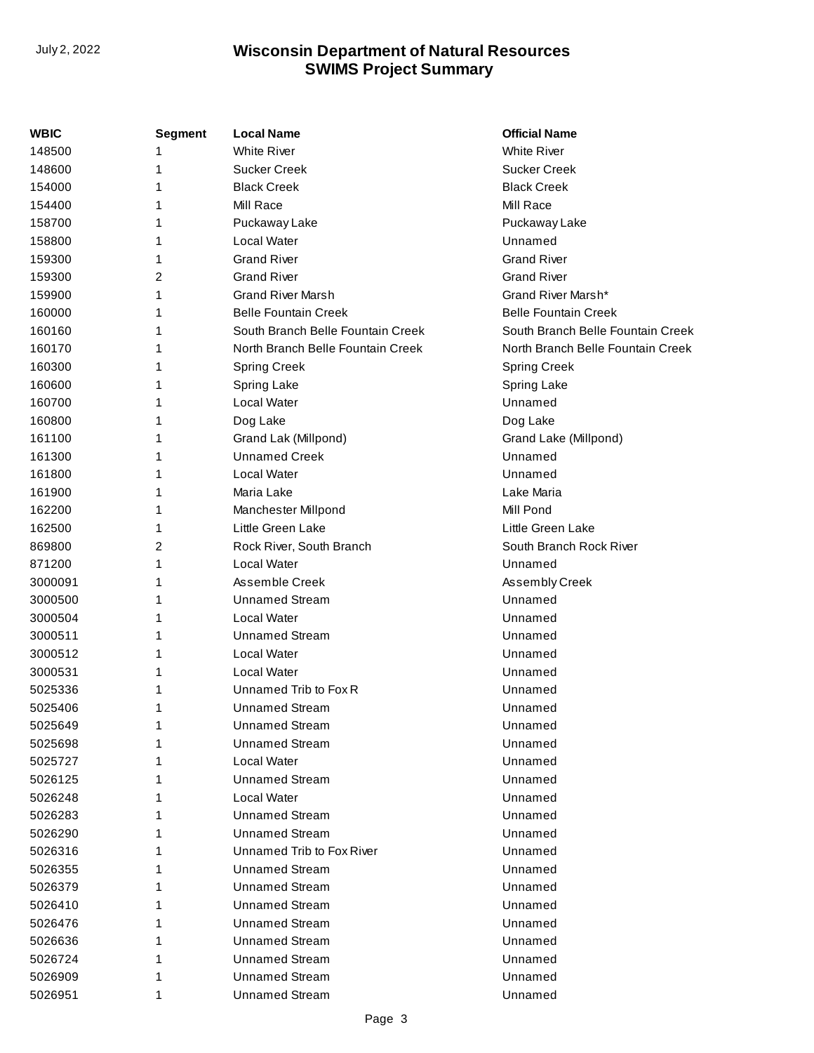| WBIC | Segment | Local Name | Official Name |
| --- | --- | --- | --- |
| 148500 | 1 | White River | White River |
| 148600 | 1 | Sucker Creek | Sucker Creek |
| 154000 | 1 | Black Creek | Black Creek |
| 154400 | 1 | Mill Race | Mill Race |
| 158700 | 1 | Puckaway Lake | Puckaway Lake |
| 158800 | 1 | Local Water | Unnamed |
| 159300 | 1 | Grand River | Grand River |
| 159300 | 2 | Grand River | Grand River |
| 159900 | 1 | Grand River Marsh | Grand River Marsh* |
| 160000 | 1 | Belle Fountain Creek | Belle Fountain Creek |
| 160160 | 1 | South Branch Belle Fountain Creek | South Branch Belle Fountain Creek |
| 160170 | 1 | North Branch Belle Fountain Creek | North Branch Belle Fountain Creek |
| 160300 | 1 | Spring Creek | Spring Creek |
| 160600 | 1 | Spring Lake | Spring Lake |
| 160700 | 1 | Local Water | Unnamed |
| 160800 | 1 | Dog Lake | Dog Lake |
| 161100 | 1 | Grand Lak (Millpond) | Grand Lake (Millpond) |
| 161300 | 1 | Unnamed Creek | Unnamed |
| 161800 | 1 | Local Water | Unnamed |
| 161900 | 1 | Maria Lake | Lake Maria |
| 162200 | 1 | Manchester Millpond | Mill Pond |
| 162500 | 1 | Little Green Lake | Little Green Lake |
| 869800 | 2 | Rock River, South Branch | South Branch Rock River |
| 871200 | 1 | Local Water | Unnamed |
| 3000091 | 1 | Assemble Creek | Assembly Creek |
| 3000500 | 1 | Unnamed Stream | Unnamed |
| 3000504 | 1 | Local Water | Unnamed |
| 3000511 | 1 | Unnamed Stream | Unnamed |
| 3000512 | 1 | Local Water | Unnamed |
| 3000531 | 1 | Local Water | Unnamed |
| 5025336 | 1 | Unnamed Trib to Fox R | Unnamed |
| 5025406 | 1 | Unnamed Stream | Unnamed |
| 5025649 | 1 | Unnamed Stream | Unnamed |
| 5025698 | 1 | Unnamed Stream | Unnamed |
| 5025727 | 1 | Local Water | Unnamed |
| 5026125 | 1 | Unnamed Stream | Unnamed |
| 5026248 | 1 | Local Water | Unnamed |
| 5026283 | 1 | Unnamed Stream | Unnamed |
| 5026290 | 1 | Unnamed Stream | Unnamed |
| 5026316 | 1 | Unnamed Trib to Fox River | Unnamed |
| 5026355 | 1 | Unnamed Stream | Unnamed |
| 5026379 | 1 | Unnamed Stream | Unnamed |
| 5026410 | 1 | Unnamed Stream | Unnamed |
| 5026476 | 1 | Unnamed Stream | Unnamed |
| 5026636 | 1 | Unnamed Stream | Unnamed |
| 5026724 | 1 | Unnamed Stream | Unnamed |
| 5026909 | 1 | Unnamed Stream | Unnamed |
| 5026951 | 1 | Unnamed Stream | Unnamed |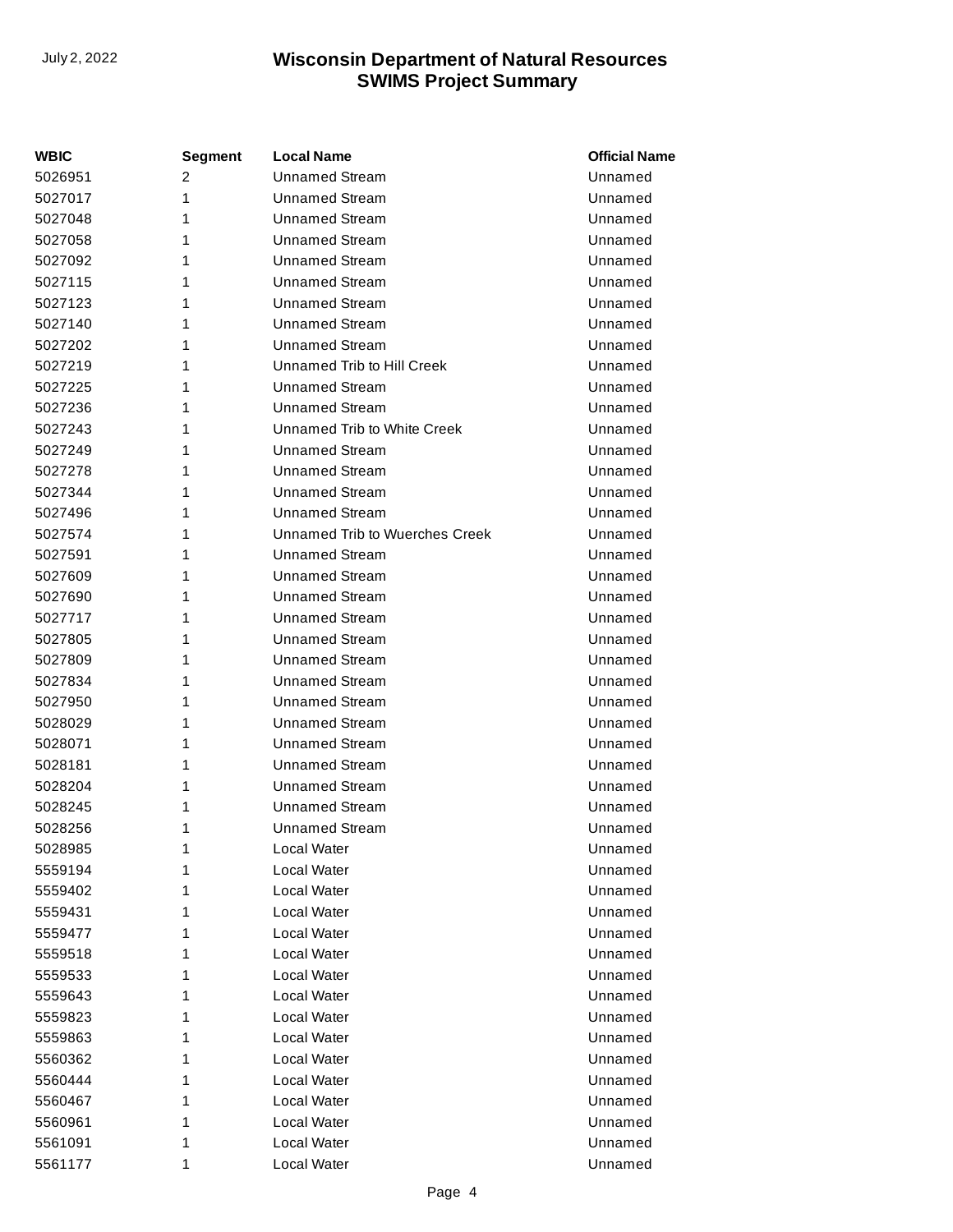| WBIC | Segment | Local Name | Official Name |
|---|---|---|---|
| 5026951 | 2 | Unnamed Stream | Unnamed |
| 5027017 | 1 | Unnamed Stream | Unnamed |
| 5027048 | 1 | Unnamed Stream | Unnamed |
| 5027058 | 1 | Unnamed Stream | Unnamed |
| 5027092 | 1 | Unnamed Stream | Unnamed |
| 5027115 | 1 | Unnamed Stream | Unnamed |
| 5027123 | 1 | Unnamed Stream | Unnamed |
| 5027140 | 1 | Unnamed Stream | Unnamed |
| 5027202 | 1 | Unnamed Stream | Unnamed |
| 5027219 | 1 | Unnamed Trib to Hill Creek | Unnamed |
| 5027225 | 1 | Unnamed Stream | Unnamed |
| 5027236 | 1 | Unnamed Stream | Unnamed |
| 5027243 | 1 | Unnamed Trib to White Creek | Unnamed |
| 5027249 | 1 | Unnamed Stream | Unnamed |
| 5027278 | 1 | Unnamed Stream | Unnamed |
| 5027344 | 1 | Unnamed Stream | Unnamed |
| 5027496 | 1 | Unnamed Stream | Unnamed |
| 5027574 | 1 | Unnamed Trib to Wuerches Creek | Unnamed |
| 5027591 | 1 | Unnamed Stream | Unnamed |
| 5027609 | 1 | Unnamed Stream | Unnamed |
| 5027690 | 1 | Unnamed Stream | Unnamed |
| 5027717 | 1 | Unnamed Stream | Unnamed |
| 5027805 | 1 | Unnamed Stream | Unnamed |
| 5027809 | 1 | Unnamed Stream | Unnamed |
| 5027834 | 1 | Unnamed Stream | Unnamed |
| 5027950 | 1 | Unnamed Stream | Unnamed |
| 5028029 | 1 | Unnamed Stream | Unnamed |
| 5028071 | 1 | Unnamed Stream | Unnamed |
| 5028181 | 1 | Unnamed Stream | Unnamed |
| 5028204 | 1 | Unnamed Stream | Unnamed |
| 5028245 | 1 | Unnamed Stream | Unnamed |
| 5028256 | 1 | Unnamed Stream | Unnamed |
| 5028985 | 1 | Local Water | Unnamed |
| 5559194 | 1 | Local Water | Unnamed |
| 5559402 | 1 | Local Water | Unnamed |
| 5559431 | 1 | Local Water | Unnamed |
| 5559477 | 1 | Local Water | Unnamed |
| 5559518 | 1 | Local Water | Unnamed |
| 5559533 | 1 | Local Water | Unnamed |
| 5559643 | 1 | Local Water | Unnamed |
| 5559823 | 1 | Local Water | Unnamed |
| 5559863 | 1 | Local Water | Unnamed |
| 5560362 | 1 | Local Water | Unnamed |
| 5560444 | 1 | Local Water | Unnamed |
| 5560467 | 1 | Local Water | Unnamed |
| 5560961 | 1 | Local Water | Unnamed |
| 5561091 | 1 | Local Water | Unnamed |
| 5561177 | 1 | Local Water | Unnamed |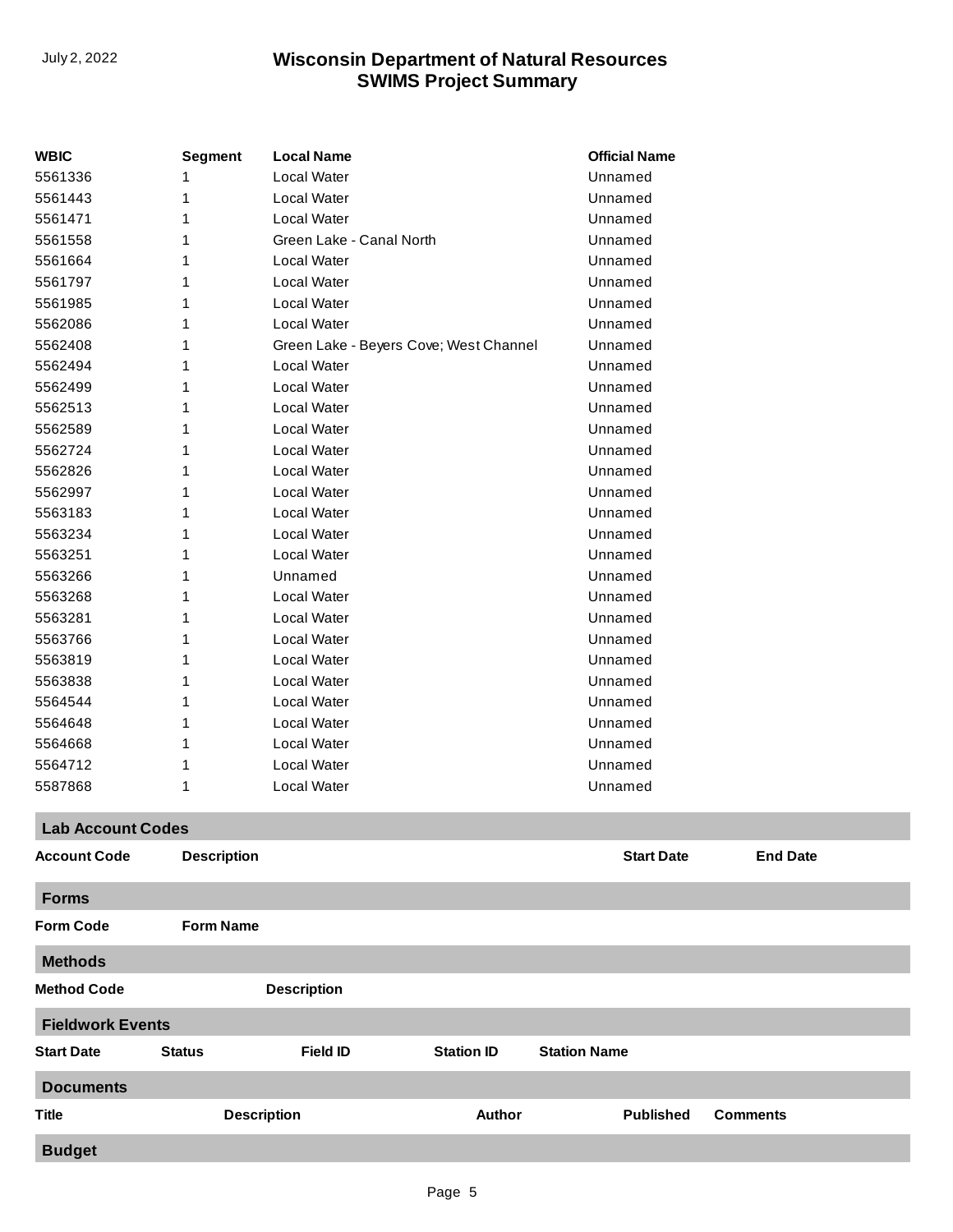| WBIC | Segment | Local Name | Official Name |
|---|---|---|---|
| 5561336 | 1 | Local Water | Unnamed |
| 5561443 | 1 | Local Water | Unnamed |
| 5561471 | 1 | Local Water | Unnamed |
| 5561558 | 1 | Green Lake - Canal North | Unnamed |
| 5561664 | 1 | Local Water | Unnamed |
| 5561797 | 1 | Local Water | Unnamed |
| 5561985 | 1 | Local Water | Unnamed |
| 5562086 | 1 | Local Water | Unnamed |
| 5562408 | 1 | Green Lake - Beyers Cove; West Channel | Unnamed |
| 5562494 | 1 | Local Water | Unnamed |
| 5562499 | 1 | Local Water | Unnamed |
| 5562513 | 1 | Local Water | Unnamed |
| 5562589 | 1 | Local Water | Unnamed |
| 5562724 | 1 | Local Water | Unnamed |
| 5562826 | 1 | Local Water | Unnamed |
| 5562997 | 1 | Local Water | Unnamed |
| 5563183 | 1 | Local Water | Unnamed |
| 5563234 | 1 | Local Water | Unnamed |
| 5563251 | 1 | Local Water | Unnamed |
| 5563266 | 1 | Unnamed | Unnamed |
| 5563268 | 1 | Local Water | Unnamed |
| 5563281 | 1 | Local Water | Unnamed |
| 5563766 | 1 | Local Water | Unnamed |
| 5563819 | 1 | Local Water | Unnamed |
| 5563838 | 1 | Local Water | Unnamed |
| 5564544 | 1 | Local Water | Unnamed |
| 5564648 | 1 | Local Water | Unnamed |
| 5564668 | 1 | Local Water | Unnamed |
| 5564712 | 1 | Local Water | Unnamed |
| 5587868 | 1 | Local Water | Unnamed |

## Lab Account Codes

| Account Code | Description | Start Date | End Date |
|---|---|---|---|

## Forms

| Form Code | Form Name |
|---|---|

## Methods

| Method Code | Description |
|---|---|

## Fieldwork Events

| Start Date | Status | Field ID | Station ID | Station Name |
|---|---|---|---|---|

## Documents

| Title | Description | Author | Published | Comments |
|---|---|---|---|---|

## Budget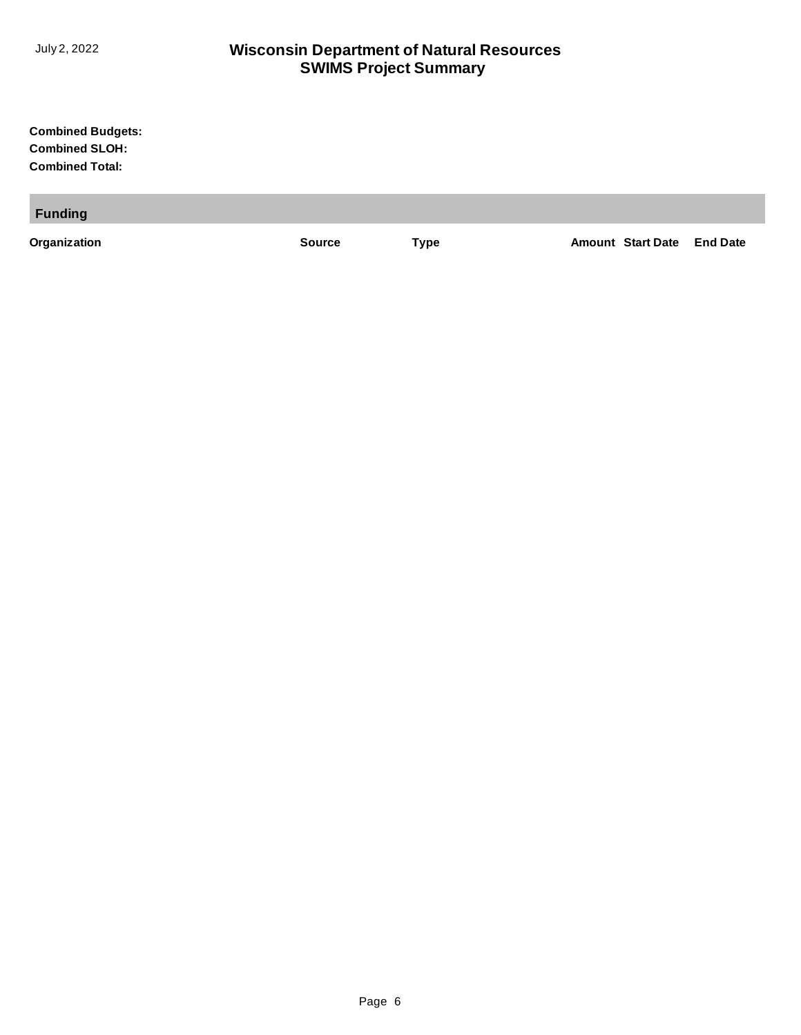**Combined Budgets:**

**Combined SLOH:**

**Combined Total:**

## Funding

| Organization | Source | Type | Amount | Start Date | End Date |
|---|---|---|---|---|---|